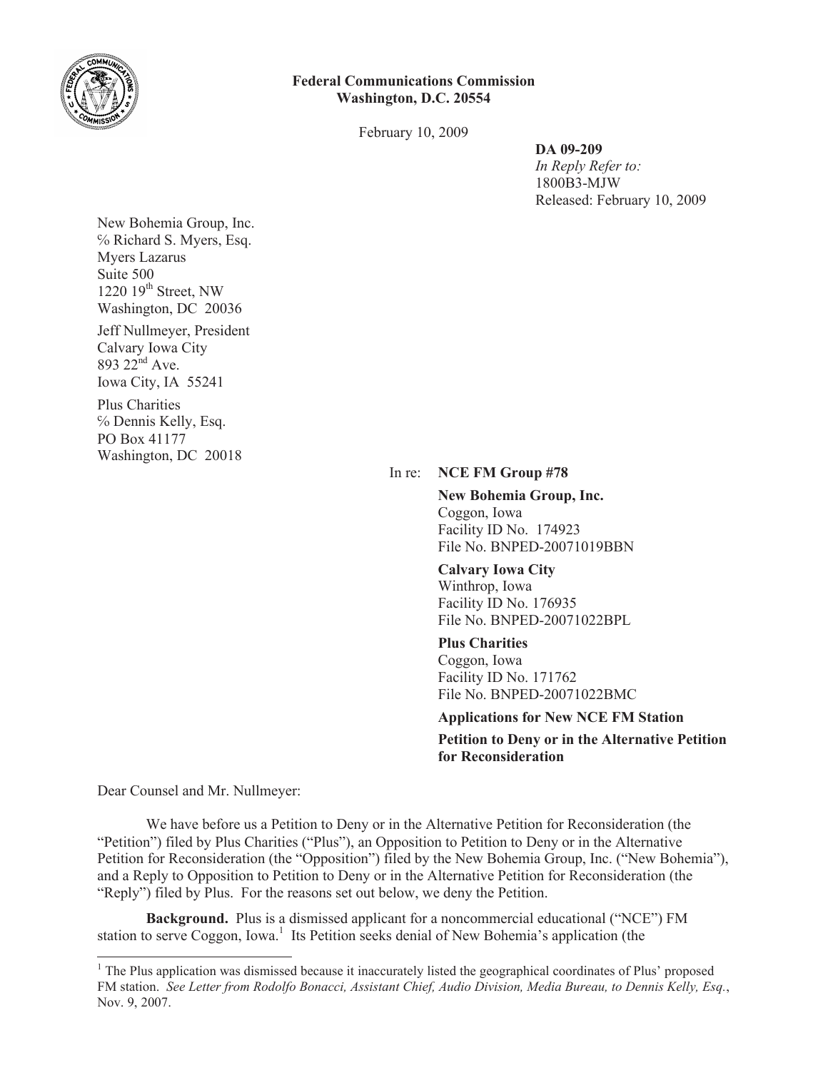**Federal Communications Commission**
**Washington, D.C. 20554**

February 10, 2009

**DA 09-209**
*In Reply Refer to:*
1800B3-MJW
Released: February 10, 2009

New Bohemia Group, Inc.
% Richard S. Myers, Esq.
Myers Lazarus
Suite 500
1220 19th Street, NW
Washington, DC 20036

Jeff Nullmeyer, President
Calvary Iowa City
893 22nd Ave.
Iowa City, IA 55241

Plus Charities
% Dennis Kelly, Esq.
PO Box 41177
Washington, DC 20018

In re: **NCE FM Group #78**

**New Bohemia Group, Inc.**
Coggon, Iowa
Facility ID No. 174923
File No. BNPED-20071019BBN

**Calvary Iowa City**
Winthrop, Iowa
Facility ID No. 176935
File No. BNPED-20071022BPL

**Plus Charities**
Coggon, Iowa
Facility ID No. 171762
File No. BNPED-20071022BMC

**Applications for New NCE FM Station**

**Petition to Deny or in the Alternative Petition for Reconsideration**

Dear Counsel and Mr. Nullmeyer:

We have before us a Petition to Deny or in the Alternative Petition for Reconsideration (the "Petition") filed by Plus Charities ("Plus"), an Opposition to Petition to Deny or in the Alternative Petition for Reconsideration (the "Opposition") filed by the New Bohemia Group, Inc. ("New Bohemia"), and a Reply to Opposition to Petition to Deny or in the Alternative Petition for Reconsideration (the "Reply") filed by Plus. For the reasons set out below, we deny the Petition.

**Background.** Plus is a dismissed applicant for a noncommercial educational ("NCE") FM station to serve Coggon, Iowa.[1] Its Petition seeks denial of New Bohemia's application (the

[1] The Plus application was dismissed because it inaccurately listed the geographical coordinates of Plus' proposed FM station. *See Letter from Rodolfo Bonacci, Assistant Chief, Audio Division, Media Bureau, to Dennis Kelly, Esq.*, Nov. 9, 2007.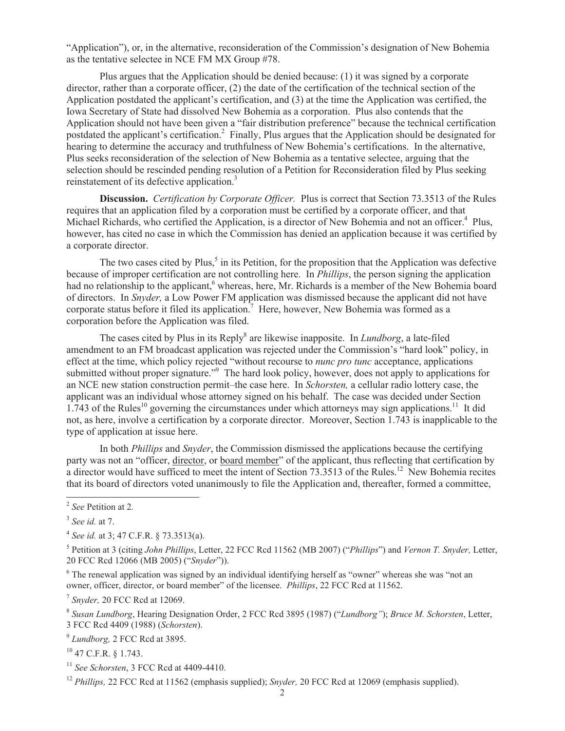"Application"), or, in the alternative, reconsideration of the Commission's designation of New Bohemia as the tentative selectee in NCE FM MX Group #78.

Plus argues that the Application should be denied because: (1) it was signed by a corporate director, rather than a corporate officer, (2) the date of the certification of the technical section of the Application postdated the applicant's certification, and (3) at the time the Application was certified, the Iowa Secretary of State had dissolved New Bohemia as a corporation. Plus also contends that the Application should not have been given a "fair distribution preference" because the technical certification postdated the applicant's certification.[2] Finally, Plus argues that the Application should be designated for hearing to determine the accuracy and truthfulness of New Bohemia's certifications. In the alternative, Plus seeks reconsideration of the selection of New Bohemia as a tentative selectee, arguing that the selection should be rescinded pending resolution of a Petition for Reconsideration filed by Plus seeking reinstatement of its defective application.[3]

**Discussion.** *Certification by Corporate Officer.* Plus is correct that Section 73.3513 of the Rules requires that an application filed by a corporation must be certified by a corporate officer, and that Michael Richards, who certified the Application, is a director of New Bohemia and not an officer.[4] Plus, however, has cited no case in which the Commission has denied an application because it was certified by a corporate director.

The two cases cited by Plus,[5] in its Petition, for the proposition that the Application was defective because of improper certification are not controlling here. In *Phillips*, the person signing the application had no relationship to the applicant,[6] whereas, here, Mr. Richards is a member of the New Bohemia board of directors. In *Snyder,* a Low Power FM application was dismissed because the applicant did not have corporate status before it filed its application.[7] Here, however, New Bohemia was formed as a corporation before the Application was filed.

The cases cited by Plus in its Reply[8] are likewise inapposite. In *Lundborg*, a late-filed amendment to an FM broadcast application was rejected under the Commission's "hard look" policy, in effect at the time, which policy rejected "without recourse to *nunc pro tunc* acceptance, applications submitted without proper signature."[9] The hard look policy, however, does not apply to applications for an NCE new station construction permit–the case here. In *Schorsten,* a cellular radio lottery case, the applicant was an individual whose attorney signed on his behalf. The case was decided under Section 1.743 of the Rules[10] governing the circumstances under which attorneys may sign applications.[11] It did not, as here, involve a certification by a corporate director. Moreover, Section 1.743 is inapplicable to the type of application at issue here.

In both *Phillips* and *Snyder*, the Commission dismissed the applications because the certifying party was not an "officer, <u>director</u>, or <u>board member</u>" of the applicant, thus reflecting that certification by a director would have sufficed to meet the intent of Section 73.3513 of the Rules.[12] New Bohemia recites that its board of directors voted unanimously to file the Application and, thereafter, formed a committee,

---

[2] *See* Petition at 2.

[3] *See id.* at 7.

[4] *See id.* at 3; 47 C.F.R. § 73.3513(a).

[5] Petition at 3 (citing *John Phillips*, Letter, 22 FCC Rcd 11562 (MB 2007) ("*Phillips*") and *Vernon T. Snyder,* Letter, 20 FCC Rcd 12066 (MB 2005) ("*Snyder*")).

[6] The renewal application was signed by an individual identifying herself as "owner" whereas she was "not an owner, officer, director, or board member" of the licensee. *Phillips*, 22 FCC Rcd at 11562.

[7] *Snyder,* 20 FCC Rcd at 12069.

[8] *Susan Lundborg*, Hearing Designation Order, 2 FCC Rcd 3895 (1987) ("*Lundborg"*); *Bruce M. Schorsten*, Letter, 3 FCC Rcd 4409 (1988) (*Schorsten*).

[9] *Lundborg,* 2 FCC Rcd at 3895.

[10] 47 C.F.R. § 1.743.

[11] *See Schorsten*, 3 FCC Rcd at 4409-4410.

[12] *Phillips,* 22 FCC Rcd at 11562 (emphasis supplied); *Snyder,* 20 FCC Rcd at 12069 (emphasis supplied).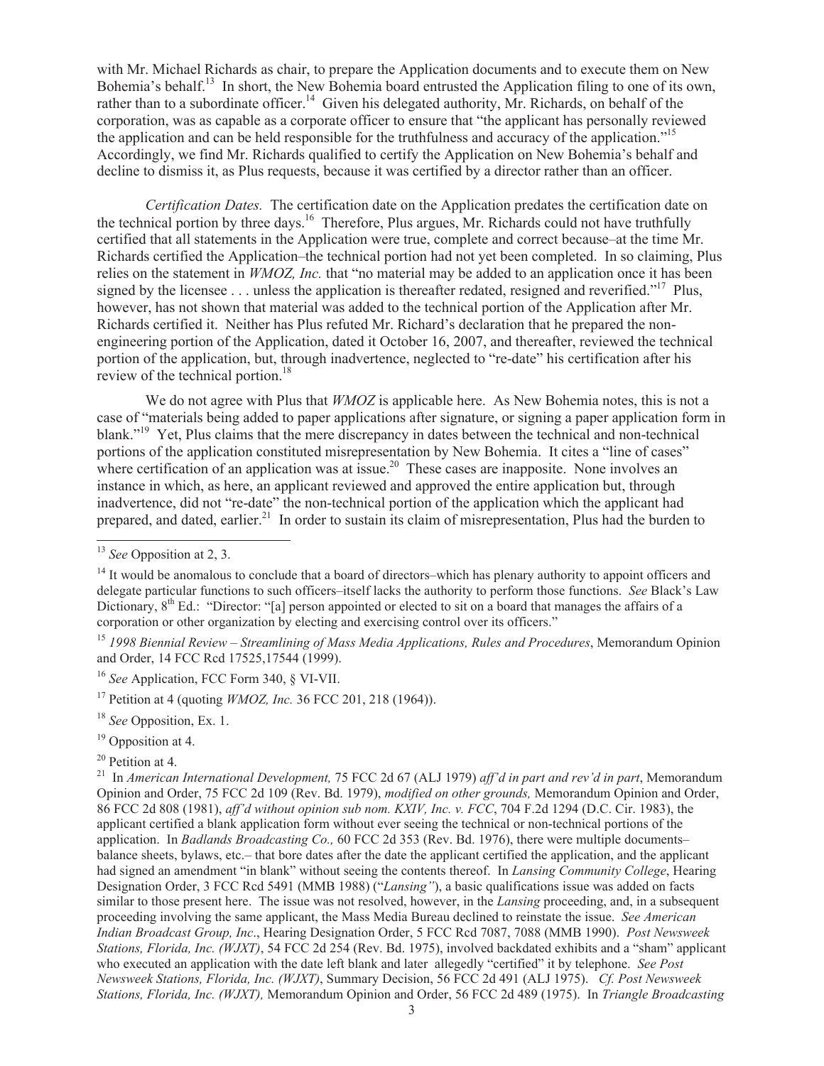with Mr. Michael Richards as chair, to prepare the Application documents and to execute them on New Bohemia's behalf.[13] In short, the New Bohemia board entrusted the Application filing to one of its own, rather than to a subordinate officer.[14] Given his delegated authority, Mr. Richards, on behalf of the corporation, was as capable as a corporate officer to ensure that "the applicant has personally reviewed the application and can be held responsible for the truthfulness and accuracy of the application."[15] Accordingly, we find Mr. Richards qualified to certify the Application on New Bohemia's behalf and decline to dismiss it, as Plus requests, because it was certified by a director rather than an officer.

*Certification Dates.* The certification date on the Application predates the certification date on the technical portion by three days.[16] Therefore, Plus argues, Mr. Richards could not have truthfully certified that all statements in the Application were true, complete and correct because–at the time Mr. Richards certified the Application–the technical portion had not yet been completed. In so claiming, Plus relies on the statement in *WMOZ, Inc.* that "no material may be added to an application once it has been signed by the licensee . . . unless the application is thereafter redated, resigned and reverified."[17] Plus, however, has not shown that material was added to the technical portion of the Application after Mr. Richards certified it. Neither has Plus refuted Mr. Richard's declaration that he prepared the non-engineering portion of the Application, dated it October 16, 2007, and thereafter, reviewed the technical portion of the application, but, through inadvertence, neglected to "re-date" his certification after his review of the technical portion.[18]

We do not agree with Plus that *WMOZ* is applicable here. As New Bohemia notes, this is not a case of "materials being added to paper applications after signature, or signing a paper application form in blank."[19] Yet, Plus claims that the mere discrepancy in dates between the technical and non-technical portions of the application constituted misrepresentation by New Bohemia. It cites a "line of cases" where certification of an application was at issue.[20] These cases are inapposite. None involves an instance in which, as here, an applicant reviewed and approved the entire application but, through inadvertence, did not "re-date" the non-technical portion of the application which the applicant had prepared, and dated, earlier.[21] In order to sustain its claim of misrepresentation, Plus had the burden to

---

[13] *See* Opposition at 2, 3.

[14] It would be anomalous to conclude that a board of directors–which has plenary authority to appoint officers and delegate particular functions to such officers–itself lacks the authority to perform those functions. *See* Black's Law Dictionary, 8th Ed.: "Director: "[a] person appointed or elected to sit on a board that manages the affairs of a corporation or other organization by electing and exercising control over its officers."

[15] *1998 Biennial Review – Streamlining of Mass Media Applications, Rules and Procedures*, Memorandum Opinion and Order, 14 FCC Rcd 17525,17544 (1999).

[16] *See* Application, FCC Form 340, § VI-VII.

[17] Petition at 4 (quoting *WMOZ, Inc.* 36 FCC 201, 218 (1964)).

[18] *See* Opposition, Ex. 1.

[19] Opposition at 4.

[20] Petition at 4.

[21] In *American International Development,* 75 FCC 2d 67 (ALJ 1979) *aff'd in part and rev'd in part*, Memorandum Opinion and Order, 75 FCC 2d 109 (Rev. Bd. 1979), *modified on other grounds,* Memorandum Opinion and Order, 86 FCC 2d 808 (1981), *aff'd without opinion sub nom. KXIV, Inc. v. FCC*, 704 F.2d 1294 (D.C. Cir. 1983), the applicant certified a blank application form without ever seeing the technical or non-technical portions of the application. In *Badlands Broadcasting Co.,* 60 FCC 2d 353 (Rev. Bd. 1976), there were multiple documents–balance sheets, bylaws, etc.– that bore dates after the date the applicant certified the application, and the applicant had signed an amendment "in blank" without seeing the contents thereof. In *Lansing Community College*, Hearing Designation Order, 3 FCC Rcd 5491 (MMB 1988) ("*Lansing"*), a basic qualifications issue was added on facts similar to those present here. The issue was not resolved, however, in the *Lansing* proceeding, and, in a subsequent proceeding involving the same applicant, the Mass Media Bureau declined to reinstate the issue. *See American Indian Broadcast Group, Inc*., Hearing Designation Order, 5 FCC Rcd 7087, 7088 (MMB 1990). *Post Newsweek Stations, Florida, Inc. (WJXT)*, 54 FCC 2d 254 (Rev. Bd. 1975), involved backdated exhibits and a "sham" applicant who executed an application with the date left blank and later allegedly "certified" it by telephone. *See Post Newsweek Stations, Florida, Inc. (WJXT)*, Summary Decision, 56 FCC 2d 491 (ALJ 1975). *Cf. Post Newsweek Stations, Florida, Inc. (WJXT),* Memorandum Opinion and Order, 56 FCC 2d 489 (1975). In *Triangle Broadcasting*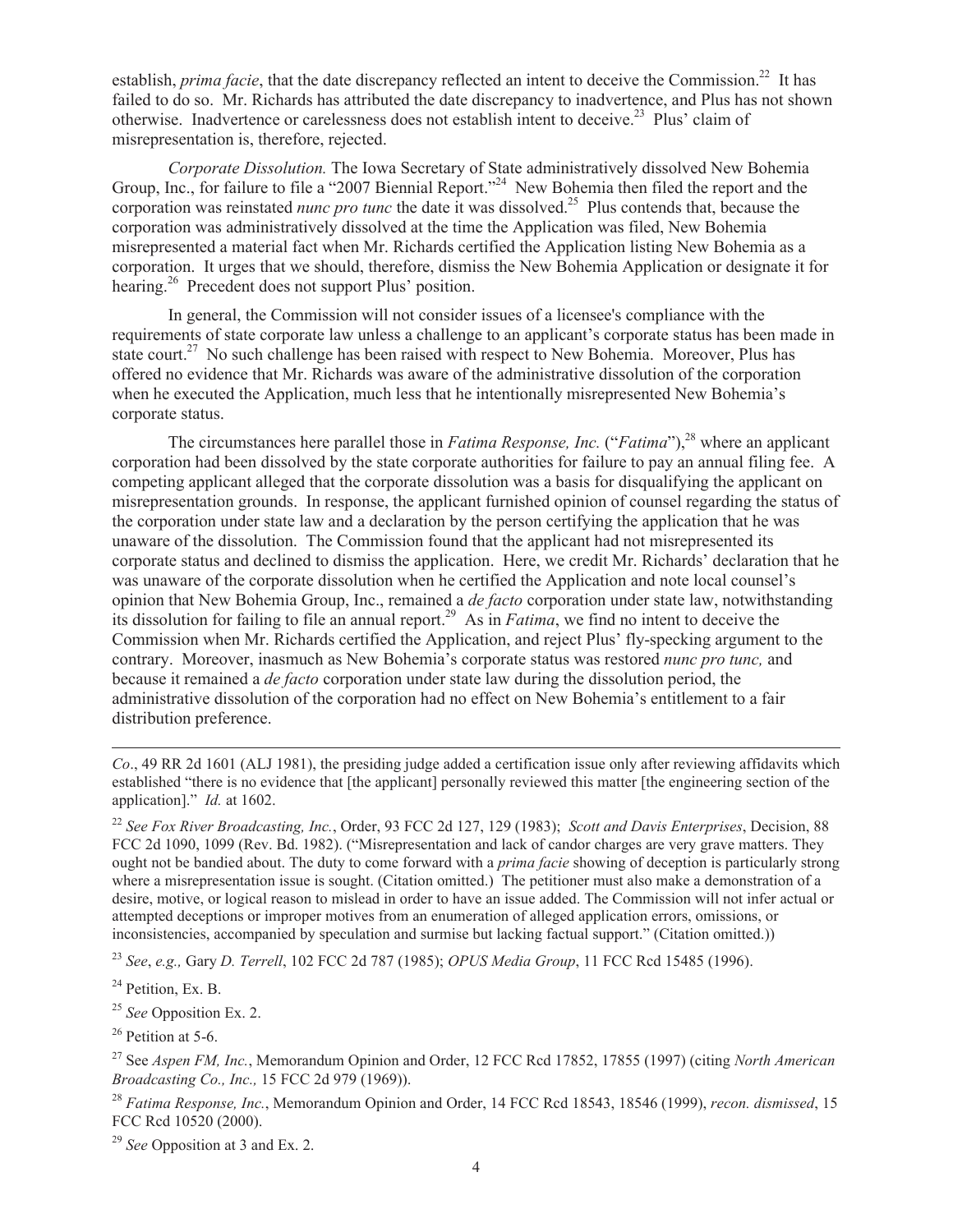establish, *prima facie*, that the date discrepancy reflected an intent to deceive the Commission.[22] It has failed to do so. Mr. Richards has attributed the date discrepancy to inadvertence, and Plus has not shown otherwise. Inadvertence or carelessness does not establish intent to deceive.[23] Plus' claim of misrepresentation is, therefore, rejected.

*Corporate Dissolution.* The Iowa Secretary of State administratively dissolved New Bohemia Group, Inc., for failure to file a "2007 Biennial Report."[24] New Bohemia then filed the report and the corporation was reinstated *nunc pro tunc* the date it was dissolved.[25] Plus contends that, because the corporation was administratively dissolved at the time the Application was filed, New Bohemia misrepresented a material fact when Mr. Richards certified the Application listing New Bohemia as a corporation. It urges that we should, therefore, dismiss the New Bohemia Application or designate it for hearing.[26] Precedent does not support Plus' position.

In general, the Commission will not consider issues of a licensee's compliance with the requirements of state corporate law unless a challenge to an applicant's corporate status has been made in state court.[27] No such challenge has been raised with respect to New Bohemia. Moreover, Plus has offered no evidence that Mr. Richards was aware of the administrative dissolution of the corporation when he executed the Application, much less that he intentionally misrepresented New Bohemia's corporate status.

The circumstances here parallel those in *Fatima Response, Inc.* ("*Fatima*"),[28] where an applicant corporation had been dissolved by the state corporate authorities for failure to pay an annual filing fee. A competing applicant alleged that the corporate dissolution was a basis for disqualifying the applicant on misrepresentation grounds. In response, the applicant furnished opinion of counsel regarding the status of the corporation under state law and a declaration by the person certifying the application that he was unaware of the dissolution. The Commission found that the applicant had not misrepresented its corporate status and declined to dismiss the application. Here, we credit Mr. Richards' declaration that he was unaware of the corporate dissolution when he certified the Application and note local counsel's opinion that New Bohemia Group, Inc., remained a *de facto* corporation under state law, notwithstanding its dissolution for failing to file an annual report.[29] As in *Fatima*, we find no intent to deceive the Commission when Mr. Richards certified the Application, and reject Plus' fly-specking argument to the contrary. Moreover, inasmuch as New Bohemia's corporate status was restored *nunc pro tunc,* and because it remained a *de facto* corporation under state law during the dissolution period, the administrative dissolution of the corporation had no effect on New Bohemia's entitlement to a fair distribution preference.

---

*Co*., 49 RR 2d 1601 (ALJ 1981), the presiding judge added a certification issue only after reviewing affidavits which established "there is no evidence that [the applicant] personally reviewed this matter [the engineering section of the application]." *Id.* at 1602.

[22] *See Fox River Broadcasting, Inc.*, Order, 93 FCC 2d 127, 129 (1983); *Scott and Davis Enterprises*, Decision, 88 FCC 2d 1090, 1099 (Rev. Bd. 1982). ("Misrepresentation and lack of candor charges are very grave matters. They ought not be bandied about. The duty to come forward with a *prima facie* showing of deception is particularly strong where a misrepresentation issue is sought. (Citation omitted.) The petitioner must also make a demonstration of a desire, motive, or logical reason to mislead in order to have an issue added. The Commission will not infer actual or attempted deceptions or improper motives from an enumeration of alleged application errors, omissions, or inconsistencies, accompanied by speculation and surmise but lacking factual support." (Citation omitted.))

[23] *See*, *e.g.,* Gary *D. Terrell*, 102 FCC 2d 787 (1985); *OPUS Media Group*, 11 FCC Rcd 15485 (1996).

[24] Petition, Ex. B.

[25] *See* Opposition Ex. 2.

[26] Petition at 5-6.

[27] See *Aspen FM, Inc.*, Memorandum Opinion and Order, 12 FCC Rcd 17852, 17855 (1997) (citing *North American Broadcasting Co., Inc.,* 15 FCC 2d 979 (1969)).

[28] *Fatima Response, Inc.*, Memorandum Opinion and Order, 14 FCC Rcd 18543, 18546 (1999), *recon. dismissed*, 15 FCC Rcd 10520 (2000).

[29] *See* Opposition at 3 and Ex. 2.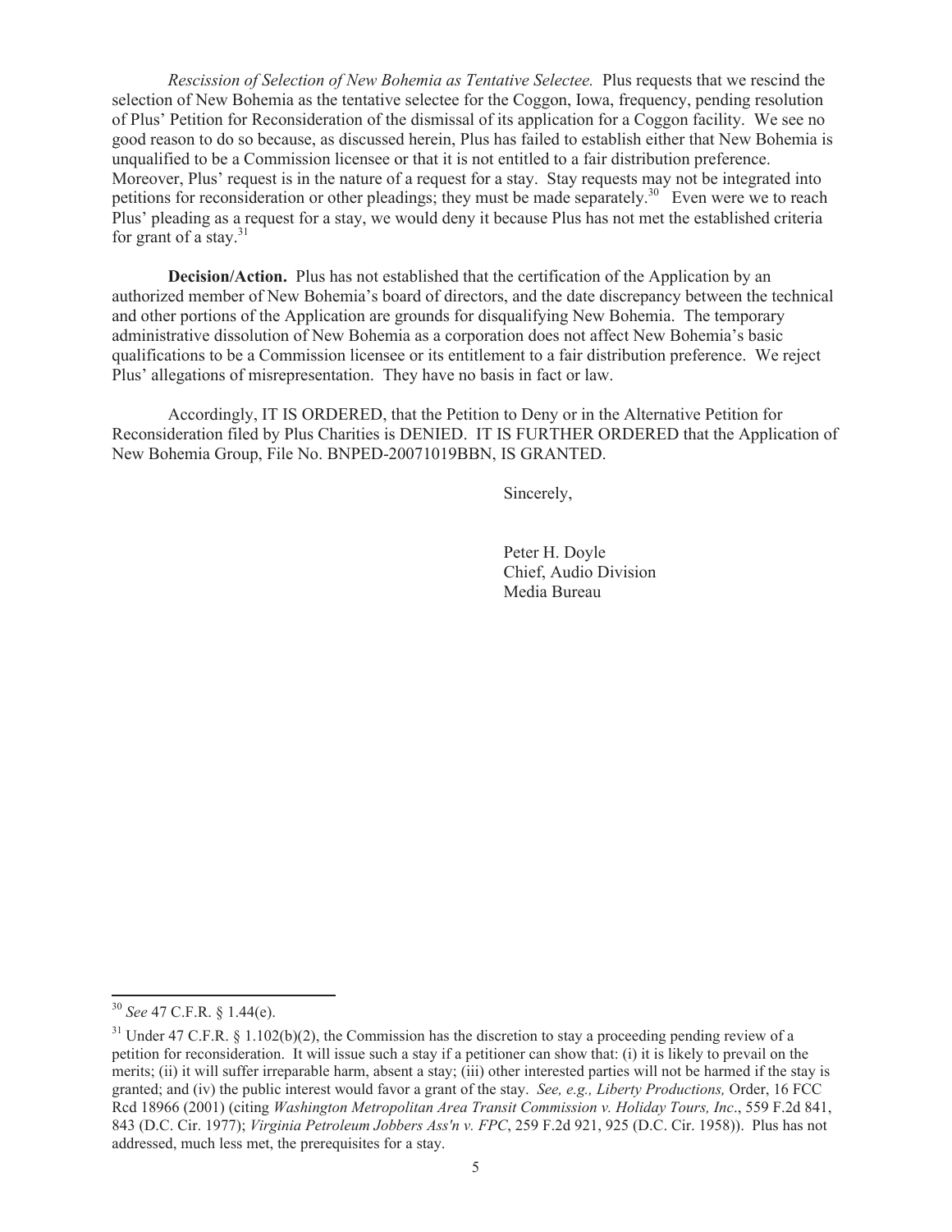*Rescission of Selection of New Bohemia as Tentative Selectee.* Plus requests that we rescind the selection of New Bohemia as the tentative selectee for the Coggon, Iowa, frequency, pending resolution of Plus' Petition for Reconsideration of the dismissal of its application for a Coggon facility. We see no good reason to do so because, as discussed herein, Plus has failed to establish either that New Bohemia is unqualified to be a Commission licensee or that it is not entitled to a fair distribution preference. Moreover, Plus' request is in the nature of a request for a stay. Stay requests may not be integrated into petitions for reconsideration or other pleadings; they must be made separately.[30] Even were we to reach Plus' pleading as a request for a stay, we would deny it because Plus has not met the established criteria for grant of a stay.[31]

**Decision/Action.** Plus has not established that the certification of the Application by an authorized member of New Bohemia's board of directors, and the date discrepancy between the technical and other portions of the Application are grounds for disqualifying New Bohemia. The temporary administrative dissolution of New Bohemia as a corporation does not affect New Bohemia's basic qualifications to be a Commission licensee or its entitlement to a fair distribution preference. We reject Plus' allegations of misrepresentation. They have no basis in fact or law.

Accordingly, IT IS ORDERED, that the Petition to Deny or in the Alternative Petition for Reconsideration filed by Plus Charities is DENIED. IT IS FURTHER ORDERED that the Application of New Bohemia Group, File No. BNPED-20071019BBN, IS GRANTED.

Sincerely,

Peter H. Doyle
Chief, Audio Division
Media Bureau

---

[30] *See* 47 C.F.R. § 1.44(e).

[31] Under 47 C.F.R. § 1.102(b)(2), the Commission has the discretion to stay a proceeding pending review of a petition for reconsideration. It will issue such a stay if a petitioner can show that: (i) it is likely to prevail on the merits; (ii) it will suffer irreparable harm, absent a stay; (iii) other interested parties will not be harmed if the stay is granted; and (iv) the public interest would favor a grant of the stay. *See, e.g., Liberty Productions,* Order, 16 FCC Rcd 18966 (2001) (citing *Washington Metropolitan Area Transit Commission v. Holiday Tours, Inc*., 559 F.2d 841, 843 (D.C. Cir. 1977); *Virginia Petroleum Jobbers Ass'n v. FPC*, 259 F.2d 921, 925 (D.C. Cir. 1958)). Plus has not addressed, much less met, the prerequisites for a stay.